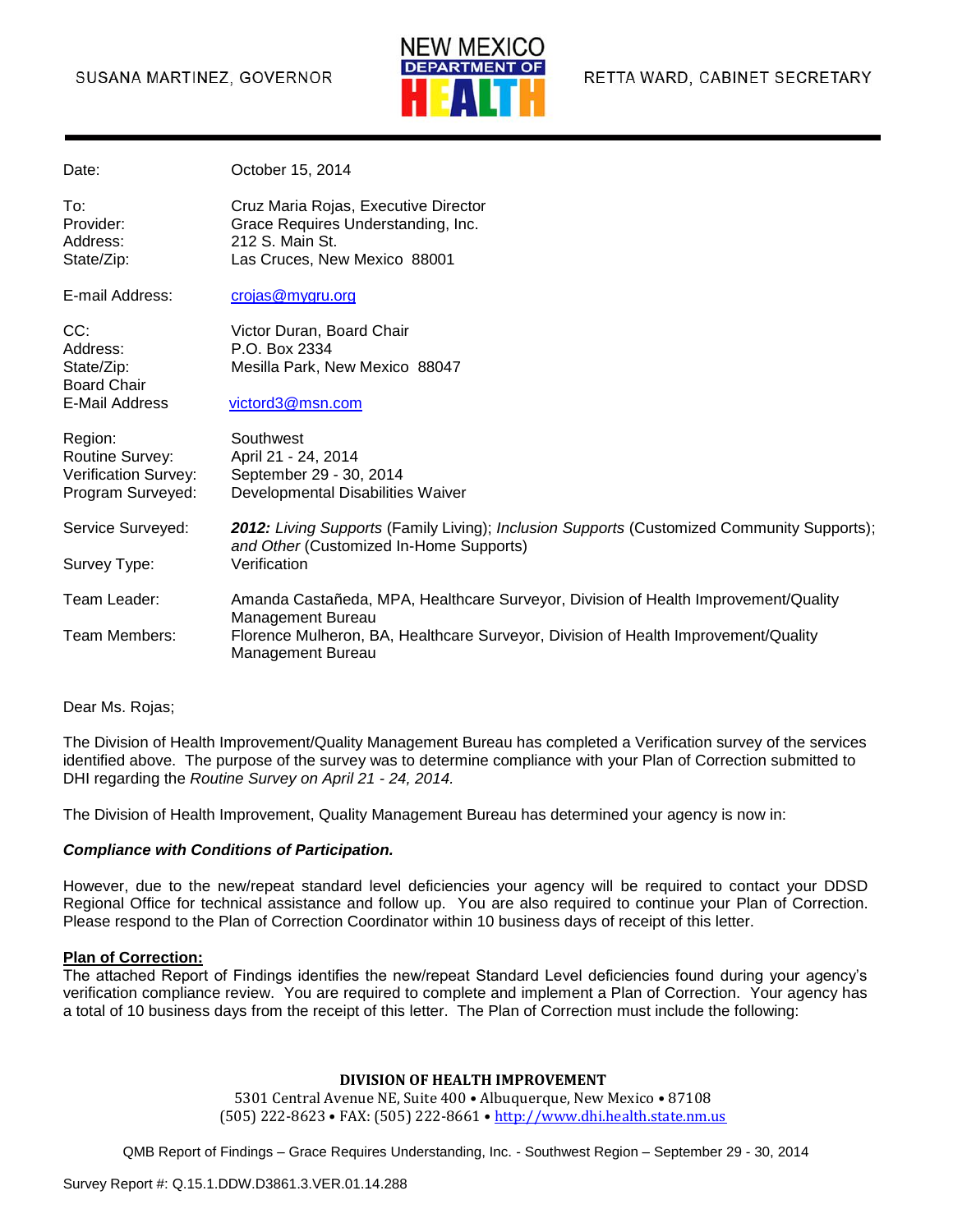SUSANA MARTINEZ, GOVERNOR

NEW MEXICO DEPARTMENT OF HEALTH

RETTA WARD, CABINET SECRETARY

| | |
|---|---|
| Date: | October 15, 2014 |
| To: | Cruz Maria Rojas, Executive Director |
| Provider: | Grace Requires Understanding, Inc. |
| Address: | 212 S. Main St. |
| State/Zip: | Las Cruces, New Mexico 88001 |
| E-mail Address: | crojas@mygru.org |
| CC: | Victor Duran, Board Chair |
| Address: | P.O. Box 2334 |
| State/Zip: | Mesilla Park, New Mexico 88047 |
| Board Chair E-Mail Address | victord3@msn.com |
| Region: | Southwest |
| Routine Survey: | April 21 - 24, 2014 |
| Verification Survey: | September 29 - 30, 2014 |
| Program Surveyed: | Developmental Disabilities Waiver |
| Service Surveyed: | ***2012:*** *Living Supports* (Family Living); *Inclusion Supports* (Customized Community Supports); *and Other* (Customized In-Home Supports) |
| Survey Type: | Verification |
| Team Leader: | Amanda Castañeda, MPA, Healthcare Surveyor, Division of Health Improvement/Quality Management Bureau |
| Team Members: | Florence Mulheron, BA, Healthcare Surveyor, Division of Health Improvement/Quality Management Bureau |

Dear Ms. Rojas;

The Division of Health Improvement/Quality Management Bureau has completed a Verification survey of the services identified above. The purpose of the survey was to determine compliance with your Plan of Correction submitted to DHI regarding the *Routine Survey on April 21 - 24, 2014.*

The Division of Health Improvement, Quality Management Bureau has determined your agency is now in:

***Compliance with Conditions of Participation.***

However, due to the new/repeat standard level deficiencies your agency will be required to contact your DDSD Regional Office for technical assistance and follow up. You are also required to continue your Plan of Correction. Please respond to the Plan of Correction Coordinator within 10 business days of receipt of this letter.

**Plan of Correction:**

The attached Report of Findings identifies the new/repeat Standard Level deficiencies found during your agency's verification compliance review. You are required to complete and implement a Plan of Correction. Your agency has a total of 10 business days from the receipt of this letter. The Plan of Correction must include the following:

**DIVISION OF HEALTH IMPROVEMENT**

5301 Central Avenue NE, Suite 400 • Albuquerque, New Mexico • 87108
(505) 222-8623 • FAX: (505) 222-8661 • http://www.dhi.health.state.nm.us

QMB Report of Findings – Grace Requires Understanding, Inc. - Southwest Region – September 29 - 30, 2014

Survey Report #: Q.15.1.DDW.D3861.3.VER.01.14.288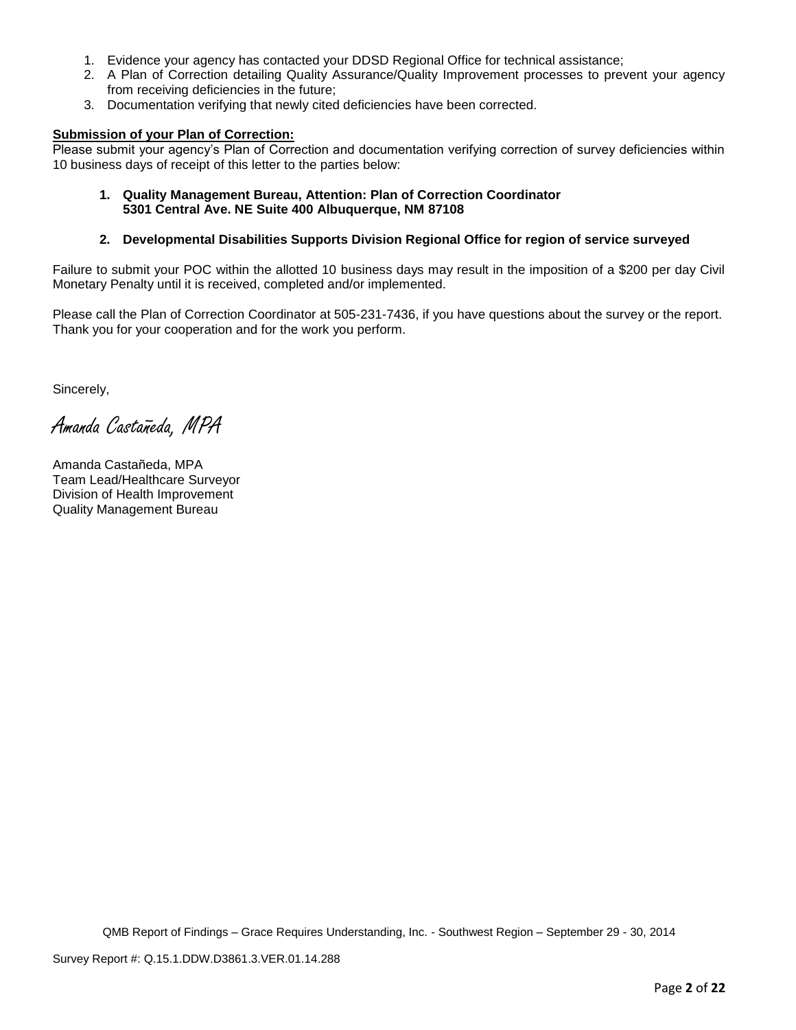1. Evidence your agency has contacted your DDSD Regional Office for technical assistance;
2. A Plan of Correction detailing Quality Assurance/Quality Improvement processes to prevent your agency from receiving deficiencies in the future;
3. Documentation verifying that newly cited deficiencies have been corrected.

**Submission of your Plan of Correction:**

Please submit your agency's Plan of Correction and documentation verifying correction of survey deficiencies within 10 business days of receipt of this letter to the parties below:

1. **Quality Management Bureau, Attention: Plan of Correction Coordinator**
   **5301 Central Ave. NE Suite 400 Albuquerque, NM 87108**

2. **Developmental Disabilities Supports Division Regional Office for region of service surveyed**

Failure to submit your POC within the allotted 10 business days may result in the imposition of a $200 per day Civil Monetary Penalty until it is received, completed and/or implemented.

Please call the Plan of Correction Coordinator at 505-231-7436, if you have questions about the survey or the report. Thank you for your cooperation and for the work you perform.

Sincerely,

*Amanda Castañeda, MPA*

Amanda Castañeda, MPA
Team Lead/Healthcare Surveyor
Division of Health Improvement
Quality Management Bureau

QMB Report of Findings – Grace Requires Understanding, Inc. - Southwest Region – September 29 - 30, 2014

Survey Report #: Q.15.1.DDW.D3861.3.VER.01.14.288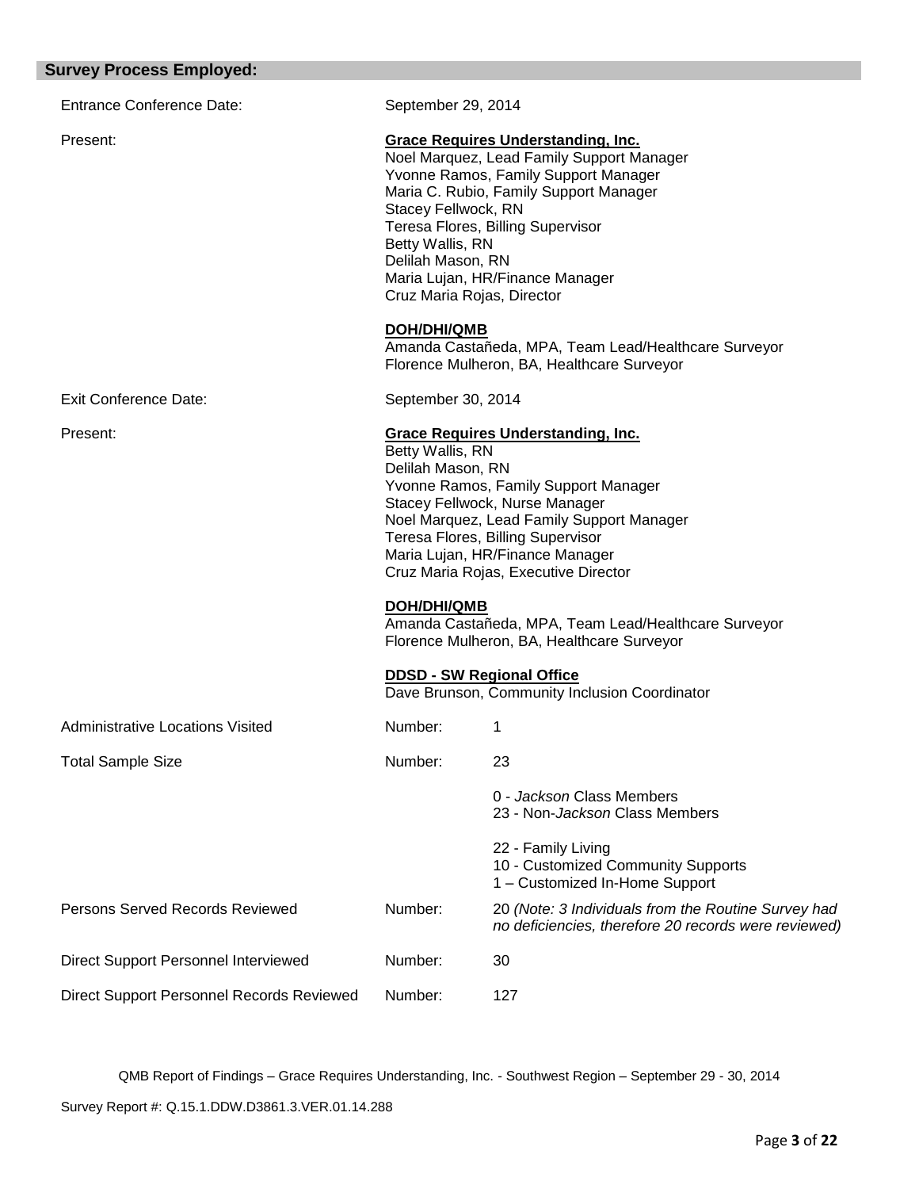## Survey Process Employed:

| | | |
|---|---|---|
| Entrance Conference Date: | September 29, 2014 | |
| Present: | **Grace Requires Understanding, Inc.**<br>Noel Marquez, Lead Family Support Manager<br>Yvonne Ramos, Family Support Manager<br>Maria C. Rubio, Family Support Manager<br>Stacey Fellwock, RN<br>Teresa Flores, Billing Supervisor<br>Betty Wallis, RN<br>Delilah Mason, RN<br>Maria Lujan, HR/Finance Manager<br>Cruz Maria Rojas, Director<br><br>**DOH/DHI/QMB**<br>Amanda Castañeda, MPA, Team Lead/Healthcare Surveyor<br>Florence Mulheron, BA, Healthcare Surveyor | |
| Exit Conference Date: | September 30, 2014 | |
| Present: | **Grace Requires Understanding, Inc.**<br>Betty Wallis, RN<br>Delilah Mason, RN<br>Yvonne Ramos, Family Support Manager<br>Stacey Fellwock, Nurse Manager<br>Noel Marquez, Lead Family Support Manager<br>Teresa Flores, Billing Supervisor<br>Maria Lujan, HR/Finance Manager<br>Cruz Maria Rojas, Executive Director<br><br>**DOH/DHI/QMB**<br>Amanda Castañeda, MPA, Team Lead/Healthcare Surveyor<br>Florence Mulheron, BA, Healthcare Surveyor<br><br>**DDSD - SW Regional Office**<br>Dave Brunson, Community Inclusion Coordinator | |
| Administrative Locations Visited | Number: | 1 |
| Total Sample Size | Number: | 23<br><br>0 - *Jackson* Class Members<br>23 - Non-*Jackson* Class Members<br><br>22 - Family Living<br>10 - Customized Community Supports<br>1 – Customized In-Home Support |
| Persons Served Records Reviewed | Number: | 20 *(Note: 3 Individuals from the Routine Survey had no deficiencies, therefore 20 records were reviewed)* |
| Direct Support Personnel Interviewed | Number: | 30 |
| Direct Support Personnel Records Reviewed | Number: | 127 |

QMB Report of Findings – Grace Requires Understanding, Inc. - Southwest Region – September 29 - 30, 2014

Survey Report #: Q.15.1.DDW.D3861.3.VER.01.14.288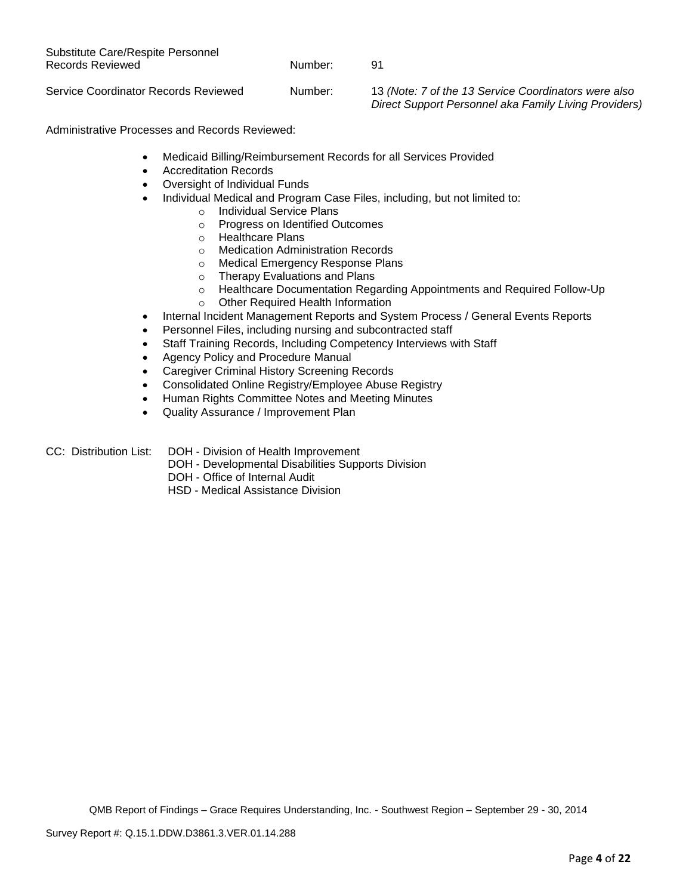| | | |
|---|---|---|
| Substitute Care/Respite Personnel Records Reviewed | Number: | 91 |
| Service Coordinator Records Reviewed | Number: | 13 *(Note: 7 of the 13 Service Coordinators were also Direct Support Personnel aka Family Living Providers)* |

Administrative Processes and Records Reviewed:

- Medicaid Billing/Reimbursement Records for all Services Provided
- Accreditation Records
- Oversight of Individual Funds
- Individual Medical and Program Case Files, including, but not limited to:
  - Individual Service Plans
  - Progress on Identified Outcomes
  - Healthcare Plans
  - Medication Administration Records
  - Medical Emergency Response Plans
  - Therapy Evaluations and Plans
  - Healthcare Documentation Regarding Appointments and Required Follow-Up
  - Other Required Health Information
- Internal Incident Management Reports and System Process / General Events Reports
- Personnel Files, including nursing and subcontracted staff
- Staff Training Records, Including Competency Interviews with Staff
- Agency Policy and Procedure Manual
- Caregiver Criminal History Screening Records
- Consolidated Online Registry/Employee Abuse Registry
- Human Rights Committee Notes and Meeting Minutes
- Quality Assurance / Improvement Plan

CC: Distribution List: DOH - Division of Health Improvement
DOH - Developmental Disabilities Supports Division
DOH - Office of Internal Audit
HSD - Medical Assistance Division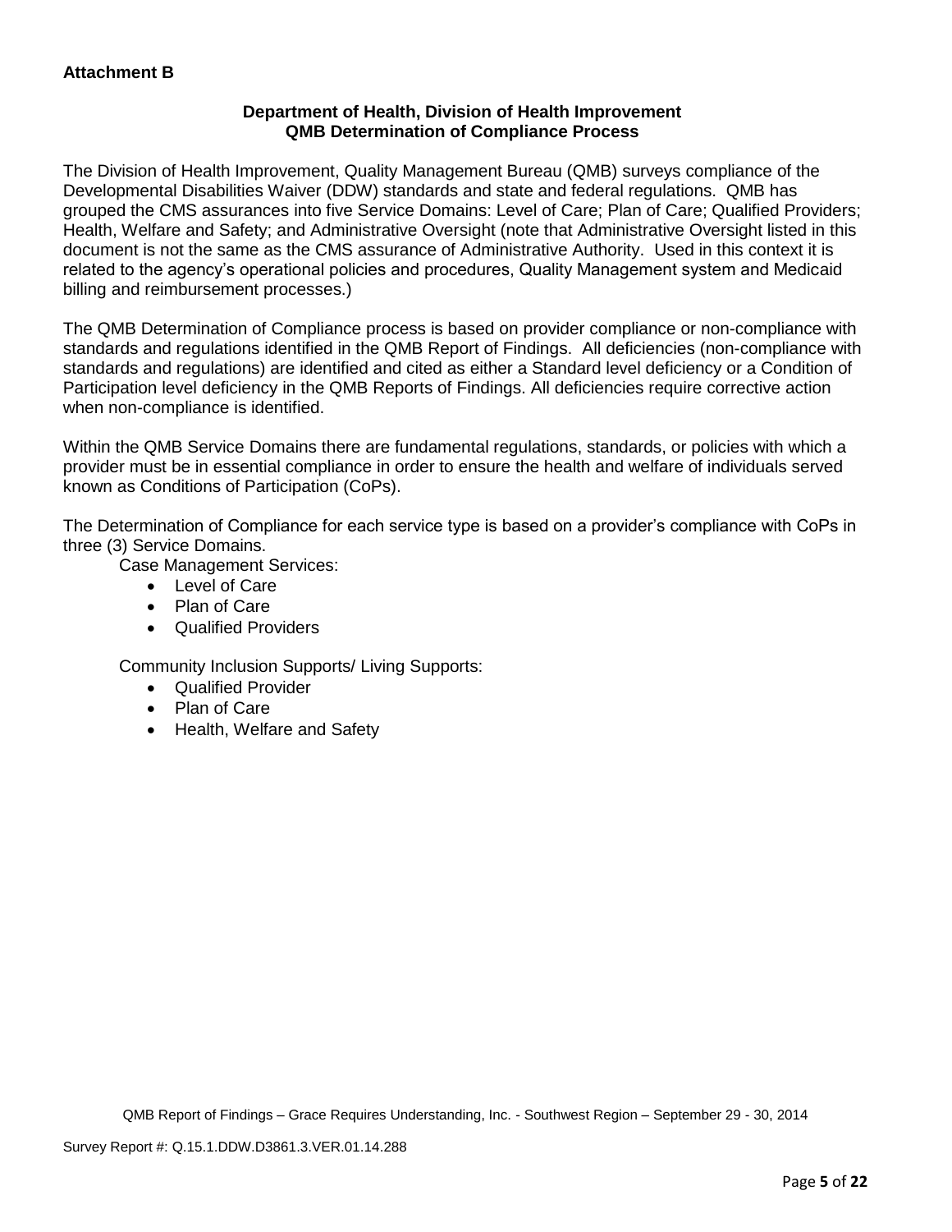**Attachment B**

**Department of Health, Division of Health Improvement**
**QMB Determination of Compliance Process**

The Division of Health Improvement, Quality Management Bureau (QMB) surveys compliance of the Developmental Disabilities Waiver (DDW) standards and state and federal regulations. QMB has grouped the CMS assurances into five Service Domains: Level of Care; Plan of Care; Qualified Providers; Health, Welfare and Safety; and Administrative Oversight (note that Administrative Oversight listed in this document is not the same as the CMS assurance of Administrative Authority. Used in this context it is related to the agency's operational policies and procedures, Quality Management system and Medicaid billing and reimbursement processes.)

The QMB Determination of Compliance process is based on provider compliance or non-compliance with standards and regulations identified in the QMB Report of Findings. All deficiencies (non-compliance with standards and regulations) are identified and cited as either a Standard level deficiency or a Condition of Participation level deficiency in the QMB Reports of Findings. All deficiencies require corrective action when non-compliance is identified.

Within the QMB Service Domains there are fundamental regulations, standards, or policies with which a provider must be in essential compliance in order to ensure the health and welfare of individuals served known as Conditions of Participation (CoPs).

The Determination of Compliance for each service type is based on a provider's compliance with CoPs in three (3) Service Domains.

Case Management Services:

- Level of Care
- Plan of Care
- Qualified Providers

Community Inclusion Supports/ Living Supports:

- Qualified Provider
- Plan of Care
- Health, Welfare and Safety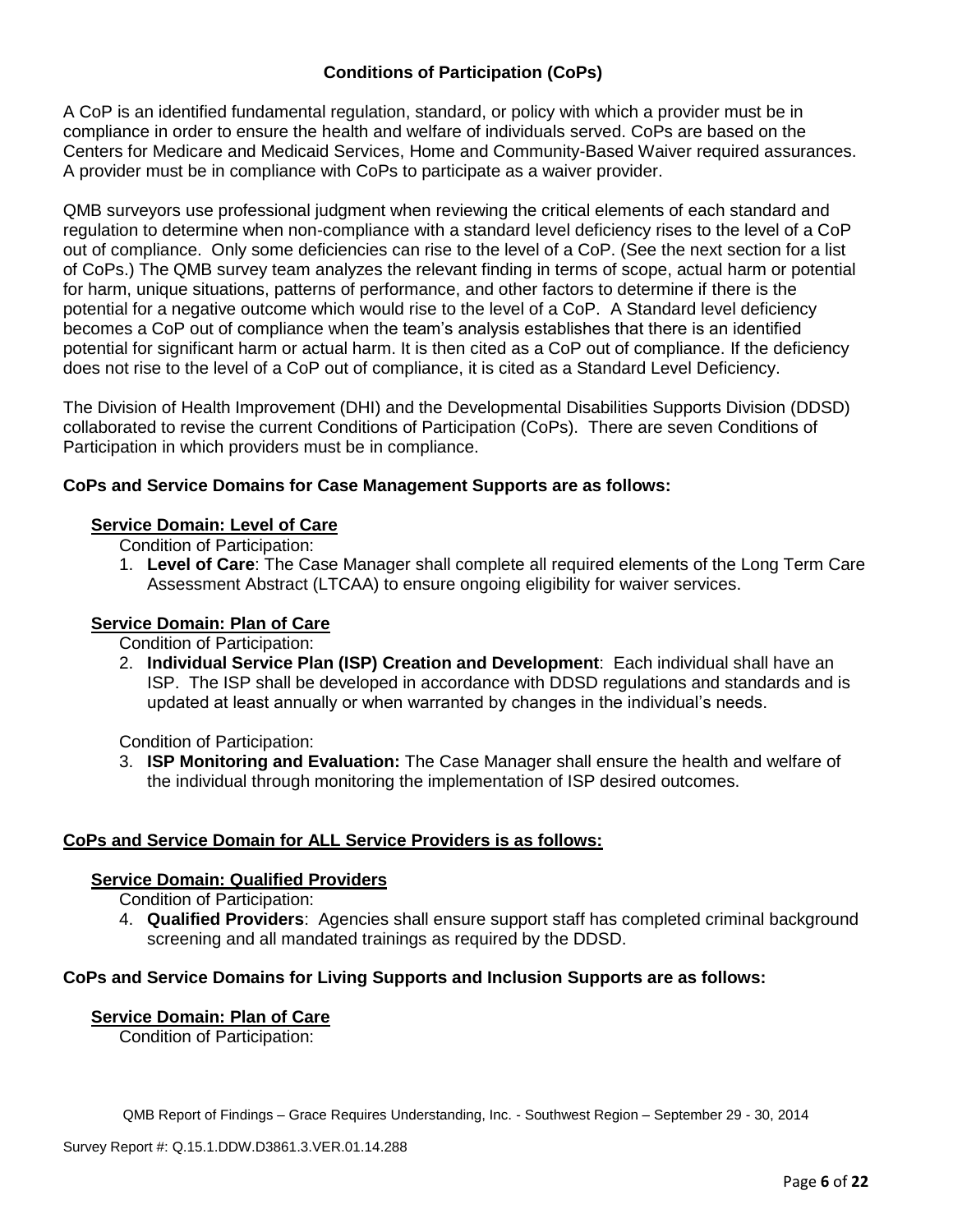## Conditions of Participation (CoPs)

A CoP is an identified fundamental regulation, standard, or policy with which a provider must be in compliance in order to ensure the health and welfare of individuals served. CoPs are based on the Centers for Medicare and Medicaid Services, Home and Community-Based Waiver required assurances. A provider must be in compliance with CoPs to participate as a waiver provider.

QMB surveyors use professional judgment when reviewing the critical elements of each standard and regulation to determine when non-compliance with a standard level deficiency rises to the level of a CoP out of compliance. Only some deficiencies can rise to the level of a CoP. (See the next section for a list of CoPs.) The QMB survey team analyzes the relevant finding in terms of scope, actual harm or potential for harm, unique situations, patterns of performance, and other factors to determine if there is the potential for a negative outcome which would rise to the level of a CoP. A Standard level deficiency becomes a CoP out of compliance when the team's analysis establishes that there is an identified potential for significant harm or actual harm. It is then cited as a CoP out of compliance. If the deficiency does not rise to the level of a CoP out of compliance, it is cited as a Standard Level Deficiency.

The Division of Health Improvement (DHI) and the Developmental Disabilities Supports Division (DDSD) collaborated to revise the current Conditions of Participation (CoPs). There are seven Conditions of Participation in which providers must be in compliance.

**CoPs and Service Domains for Case Management Supports are as follows:**

**Service Domain: Level of Care**

Condition of Participation:

1. **Level of Care**: The Case Manager shall complete all required elements of the Long Term Care Assessment Abstract (LTCAA) to ensure ongoing eligibility for waiver services.

**Service Domain: Plan of Care**

Condition of Participation:

2. **Individual Service Plan (ISP) Creation and Development**: Each individual shall have an ISP. The ISP shall be developed in accordance with DDSD regulations and standards and is updated at least annually or when warranted by changes in the individual's needs.

Condition of Participation:

3. **ISP Monitoring and Evaluation:** The Case Manager shall ensure the health and welfare of the individual through monitoring the implementation of ISP desired outcomes.

**CoPs and Service Domain for ALL Service Providers is as follows:**

**Service Domain: Qualified Providers**

Condition of Participation:

4. **Qualified Providers**: Agencies shall ensure support staff has completed criminal background screening and all mandated trainings as required by the DDSD.

**CoPs and Service Domains for Living Supports and Inclusion Supports are as follows:**

**Service Domain: Plan of Care**

Condition of Participation: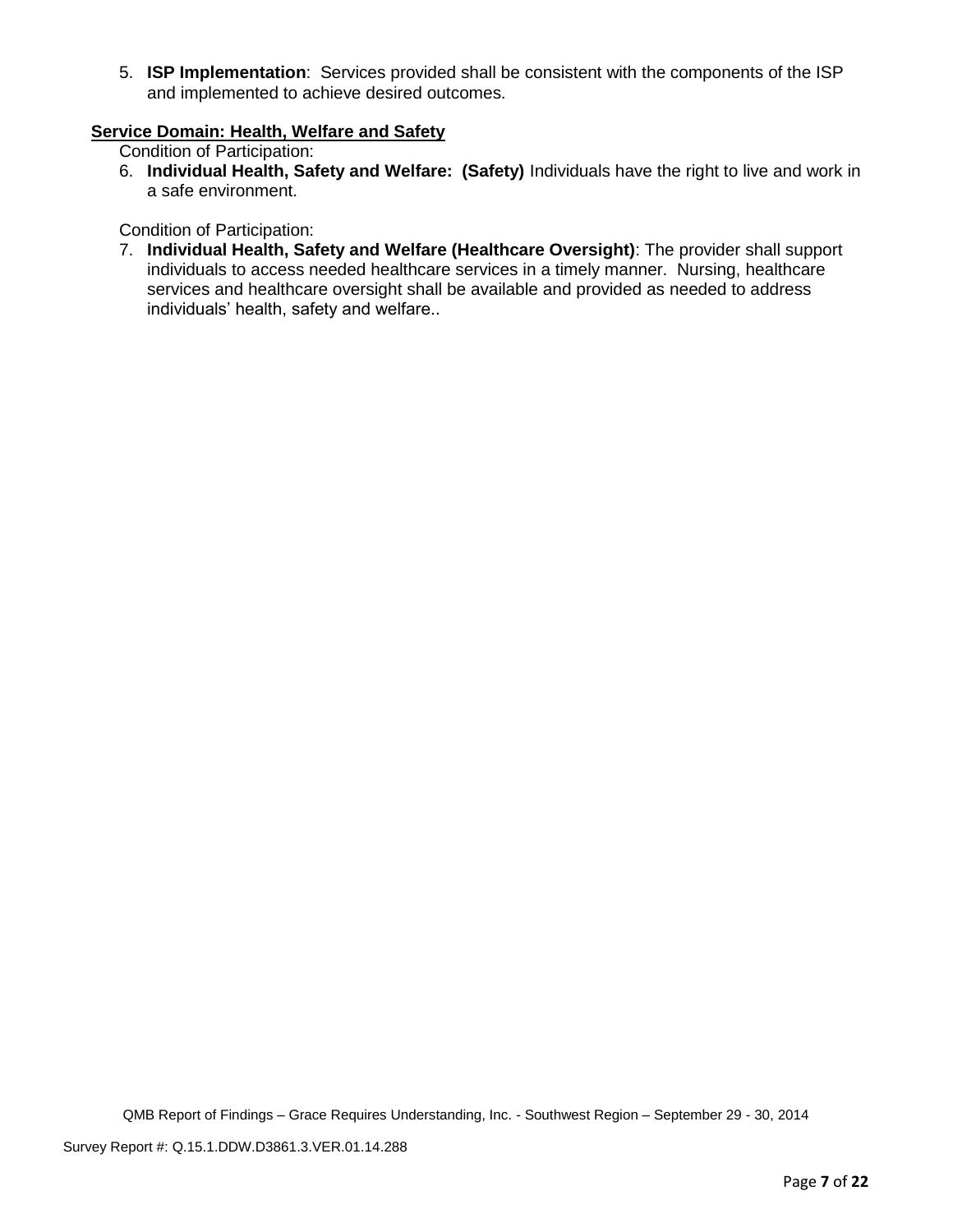5. **ISP Implementation**: Services provided shall be consistent with the components of the ISP and implemented to achieve desired outcomes.

**Service Domain: Health, Welfare and Safety**

Condition of Participation:

6. **Individual Health, Safety and Welfare: (Safety)** Individuals have the right to live and work in a safe environment.

Condition of Participation:

7. **Individual Health, Safety and Welfare (Healthcare Oversight)**: The provider shall support individuals to access needed healthcare services in a timely manner. Nursing, healthcare services and healthcare oversight shall be available and provided as needed to address individuals' health, safety and welfare..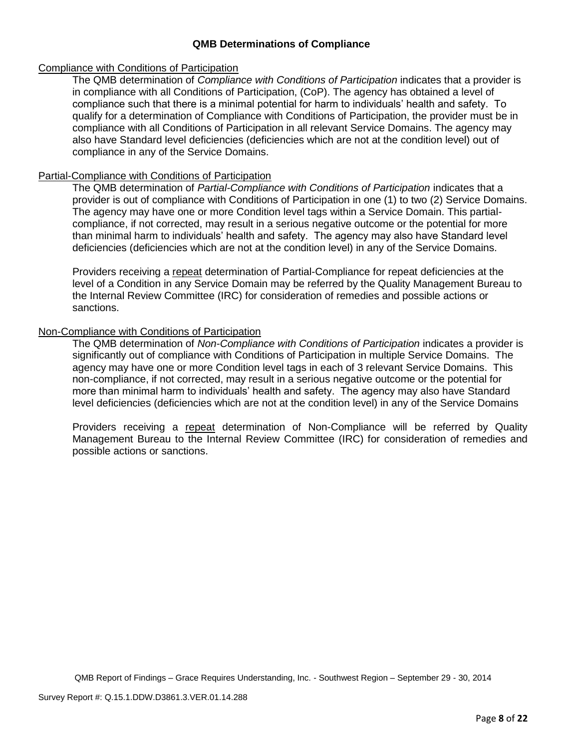## QMB Determinations of Compliance

Compliance with Conditions of Participation

The QMB determination of *Compliance with Conditions of Participation* indicates that a provider is in compliance with all Conditions of Participation, (CoP). The agency has obtained a level of compliance such that there is a minimal potential for harm to individuals' health and safety. To qualify for a determination of Compliance with Conditions of Participation, the provider must be in compliance with all Conditions of Participation in all relevant Service Domains. The agency may also have Standard level deficiencies (deficiencies which are not at the condition level) out of compliance in any of the Service Domains.

Partial-Compliance with Conditions of Participation

The QMB determination of *Partial-Compliance with Conditions of Participation* indicates that a provider is out of compliance with Conditions of Participation in one (1) to two (2) Service Domains. The agency may have one or more Condition level tags within a Service Domain. This partial-compliance, if not corrected, may result in a serious negative outcome or the potential for more than minimal harm to individuals' health and safety. The agency may also have Standard level deficiencies (deficiencies which are not at the condition level) in any of the Service Domains.

Providers receiving a repeat determination of Partial-Compliance for repeat deficiencies at the level of a Condition in any Service Domain may be referred by the Quality Management Bureau to the Internal Review Committee (IRC) for consideration of remedies and possible actions or sanctions.

Non-Compliance with Conditions of Participation

The QMB determination of *Non-Compliance with Conditions of Participation* indicates a provider is significantly out of compliance with Conditions of Participation in multiple Service Domains. The agency may have one or more Condition level tags in each of 3 relevant Service Domains. This non-compliance, if not corrected, may result in a serious negative outcome or the potential for more than minimal harm to individuals' health and safety. The agency may also have Standard level deficiencies (deficiencies which are not at the condition level) in any of the Service Domains

Providers receiving a repeat determination of Non-Compliance will be referred by Quality Management Bureau to the Internal Review Committee (IRC) for consideration of remedies and possible actions or sanctions.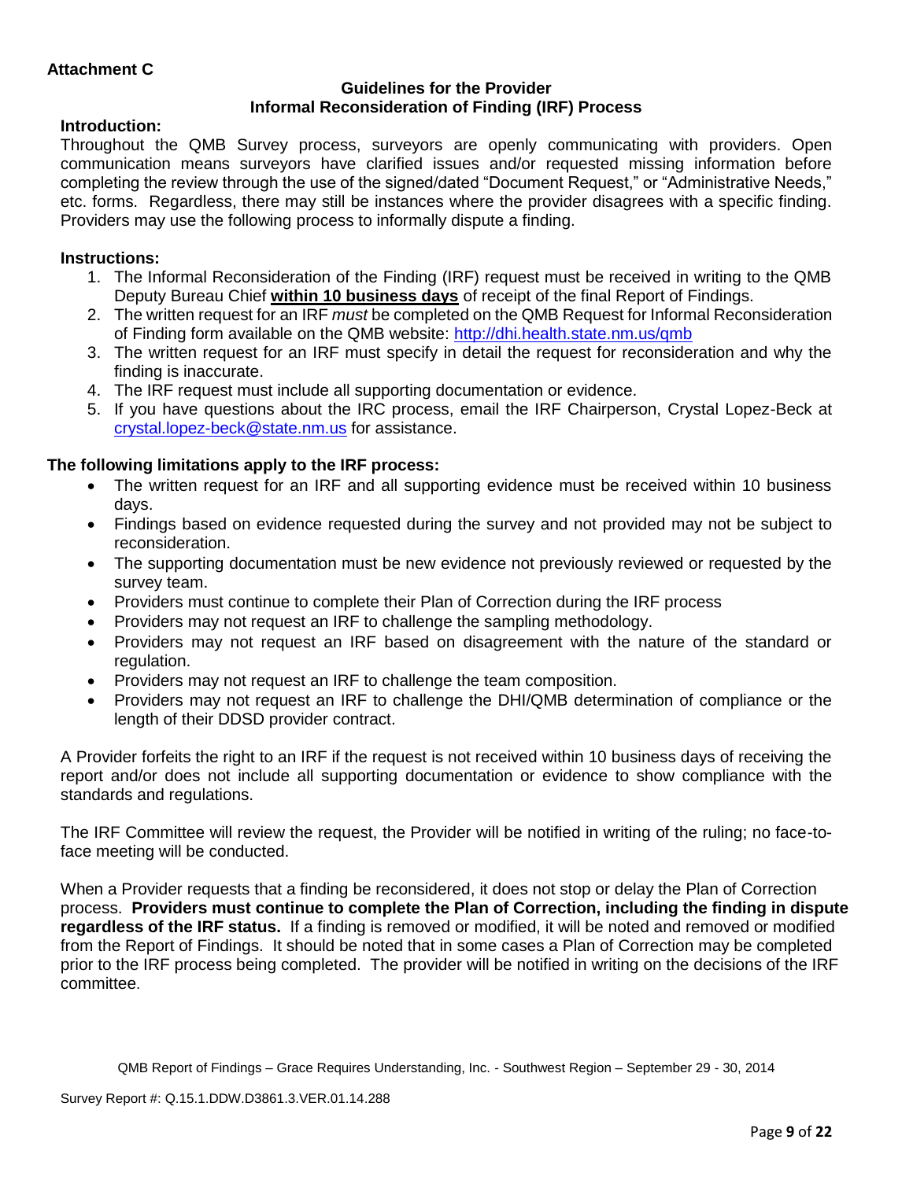**Attachment C**

**Guidelines for the Provider**
**Informal Reconsideration of Finding (IRF) Process**

**Introduction:**

Throughout the QMB Survey process, surveyors are openly communicating with providers. Open communication means surveyors have clarified issues and/or requested missing information before completing the review through the use of the signed/dated "Document Request," or "Administrative Needs," etc. forms. Regardless, there may still be instances where the provider disagrees with a specific finding. Providers may use the following process to informally dispute a finding.

**Instructions:**

1. The Informal Reconsideration of the Finding (IRF) request must be received in writing to the QMB Deputy Bureau Chief **within 10 business days** of receipt of the final Report of Findings.
2. The written request for an IRF *must* be completed on the QMB Request for Informal Reconsideration of Finding form available on the QMB website: http://dhi.health.state.nm.us/qmb
3. The written request for an IRF must specify in detail the request for reconsideration and why the finding is inaccurate.
4. The IRF request must include all supporting documentation or evidence.
5. If you have questions about the IRC process, email the IRF Chairperson, Crystal Lopez-Beck at crystal.lopez-beck@state.nm.us for assistance.

**The following limitations apply to the IRF process:**

- The written request for an IRF and all supporting evidence must be received within 10 business days.
- Findings based on evidence requested during the survey and not provided may not be subject to reconsideration.
- The supporting documentation must be new evidence not previously reviewed or requested by the survey team.
- Providers must continue to complete their Plan of Correction during the IRF process
- Providers may not request an IRF to challenge the sampling methodology.
- Providers may not request an IRF based on disagreement with the nature of the standard or regulation.
- Providers may not request an IRF to challenge the team composition.
- Providers may not request an IRF to challenge the DHI/QMB determination of compliance or the length of their DDSD provider contract.

A Provider forfeits the right to an IRF if the request is not received within 10 business days of receiving the report and/or does not include all supporting documentation or evidence to show compliance with the standards and regulations.

The IRF Committee will review the request, the Provider will be notified in writing of the ruling; no face-to-face meeting will be conducted.

When a Provider requests that a finding be reconsidered, it does not stop or delay the Plan of Correction process. **Providers must continue to complete the Plan of Correction, including the finding in dispute regardless of the IRF status.** If a finding is removed or modified, it will be noted and removed or modified from the Report of Findings. It should be noted that in some cases a Plan of Correction may be completed prior to the IRF process being completed. The provider will be notified in writing on the decisions of the IRF committee.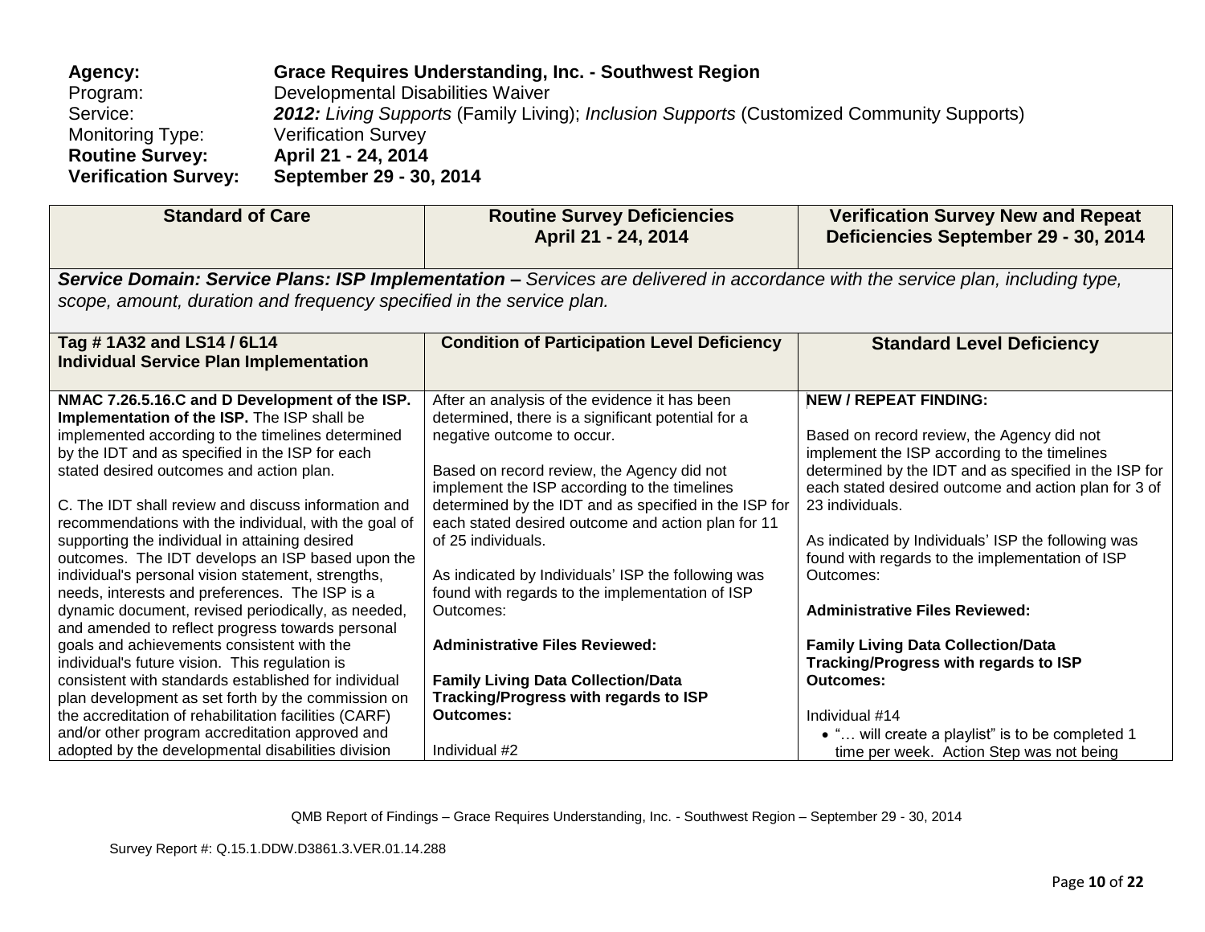**Agency:** **Grace Requires Understanding, Inc. - Southwest Region**
Program: Developmental Disabilities Waiver
Service: ***2012:*** *Living Supports* (Family Living); *Inclusion Supports* (Customized Community Supports)
Monitoring Type: Verification Survey
**Routine Survey:** **April 21 - 24, 2014**
**Verification Survey:** **September 29 - 30, 2014**

| **Standard of Care** | **Routine Survey Deficiencies April 21 - 24, 2014** | **Verification Survey New and Repeat Deficiencies September 29 - 30, 2014** |
|---|---|---|
| ***Service Domain: Service Plans: ISP Implementation –*** *Services are delivered in accordance with the service plan, including type, scope, amount, duration and frequency specified in the service plan.* | | |
| **Tag # 1A32 and LS14 / 6L14 Individual Service Plan Implementation** | **Condition of Participation Level Deficiency** | **Standard Level Deficiency** |
| **NMAC 7.26.5.16.C and D Development of the ISP. Implementation of the ISP.** The ISP shall be implemented according to the timelines determined by the IDT and as specified in the ISP for each stated desired outcomes and action plan.<br><br>C. The IDT shall review and discuss information and recommendations with the individual, with the goal of supporting the individual in attaining desired outcomes. The IDT develops an ISP based upon the individual's personal vision statement, strengths, needs, interests and preferences. The ISP is a dynamic document, revised periodically, as needed, and amended to reflect progress towards personal goals and achievements consistent with the individual's future vision. This regulation is consistent with standards established for individual plan development as set forth by the commission on the accreditation of rehabilitation facilities (CARF) and/or other program accreditation approved and adopted by the developmental disabilities division | After an analysis of the evidence it has been determined, there is a significant potential for a negative outcome to occur.<br><br>Based on record review, the Agency did not implement the ISP according to the timelines determined by the IDT and as specified in the ISP for each stated desired outcome and action plan for 11 of 25 individuals.<br><br>As indicated by Individuals' ISP the following was found with regards to the implementation of ISP Outcomes:<br><br>**Administrative Files Reviewed:**<br><br>**Family Living Data Collection/Data Tracking/Progress with regards to ISP Outcomes:**<br><br>Individual #2 | **NEW / REPEAT FINDING:**<br><br>Based on record review, the Agency did not implement the ISP according to the timelines determined by the IDT and as specified in the ISP for each stated desired outcome and action plan for 3 of 23 individuals.<br><br>As indicated by Individuals' ISP the following was found with regards to the implementation of ISP Outcomes:<br><br>**Administrative Files Reviewed:**<br><br>**Family Living Data Collection/Data Tracking/Progress with regards to ISP Outcomes:**<br><br>Individual #14<br>• "… will create a playlist" is to be completed 1 time per week. Action Step was not being |

QMB Report of Findings – Grace Requires Understanding, Inc. - Southwest Region – September 29 - 30, 2014

Survey Report #: Q.15.1.DDW.D3861.3.VER.01.14.288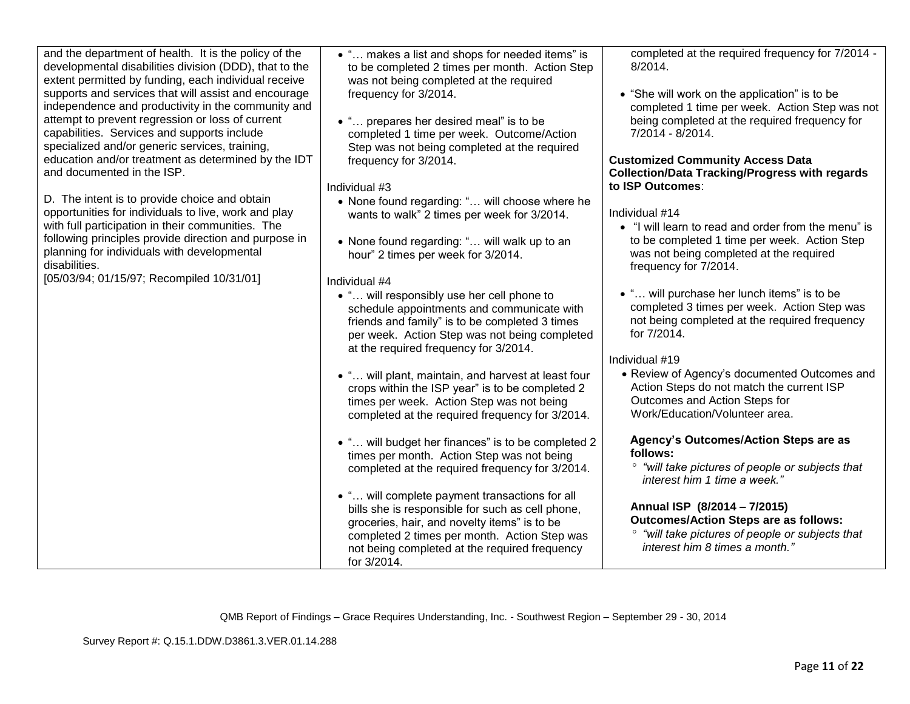| | | |
|---|---|---|
| and the department of health. It is the policy of the developmental disabilities division (DDD), that to the extent permitted by funding, each individual receive supports and services that will assist and encourage independence and productivity in the community and attempt to prevent regression or loss of current capabilities. Services and supports include specialized and/or generic services, training, education and/or treatment as determined by the IDT and documented in the ISP.<br><br>D. The intent is to provide choice and obtain opportunities for individuals to live, work and play with full participation in their communities. The following principles provide direction and purpose in planning for individuals with developmental disabilities.<br>[05/03/94; 01/15/97; Recompiled 10/31/01] | • "… makes a list and shops for needed items" is to be completed 2 times per month. Action Step was not being completed at the required frequency for 3/2014.<br><br>• "… prepares her desired meal" is to be completed 1 time per week. Outcome/Action Step was not being completed at the required frequency for 3/2014.<br><br>Individual #3<br>• None found regarding: "… will choose where he wants to walk" 2 times per week for 3/2014.<br><br>• None found regarding: "… will walk up to an hour" 2 times per week for 3/2014.<br><br>Individual #4<br>• "… will responsibly use her cell phone to schedule appointments and communicate with friends and family" is to be completed 3 times per week. Action Step was not being completed at the required frequency for 3/2014.<br><br>• "… will plant, maintain, and harvest at least four crops within the ISP year" is to be completed 2 times per week. Action Step was not being completed at the required frequency for 3/2014.<br><br>• "… will budget her finances" is to be completed 2 times per month. Action Step was not being completed at the required frequency for 3/2014.<br><br>• "… will complete payment transactions for all bills she is responsible for such as cell phone, groceries, hair, and novelty items" is to be completed 2 times per month. Action Step was not being completed at the required frequency for 3/2014. | completed at the required frequency for 7/2014 - 8/2014.<br><br>• "She will work on the application" is to be completed 1 time per week. Action Step was not being completed at the required frequency for 7/2014 - 8/2014.<br><br>**Customized Community Access Data Collection/Data Tracking/Progress with regards to ISP Outcomes**:<br><br>Individual #14<br>• "I will learn to read and order from the menu" is to be completed 1 time per week. Action Step was not being completed at the required frequency for 7/2014.<br><br>• "… will purchase her lunch items" is to be completed 3 times per week. Action Step was not being completed at the required frequency for 7/2014.<br><br>Individual #19<br>• Review of Agency's documented Outcomes and Action Steps do not match the current ISP Outcomes and Action Steps for Work/Education/Volunteer area.<br><br>**Agency's Outcomes/Action Steps are as follows:**<br>◦ *"will take pictures of people or subjects that interest him 1 time a week."*<br><br>**Annual ISP (8/2014 – 7/2015) Outcomes/Action Steps are as follows:**<br>◦ *"will take pictures of people or subjects that interest him 8 times a month."* |

QMB Report of Findings – Grace Requires Understanding, Inc. - Southwest Region – September 29 - 30, 2014

Survey Report #: Q.15.1.DDW.D3861.3.VER.01.14.288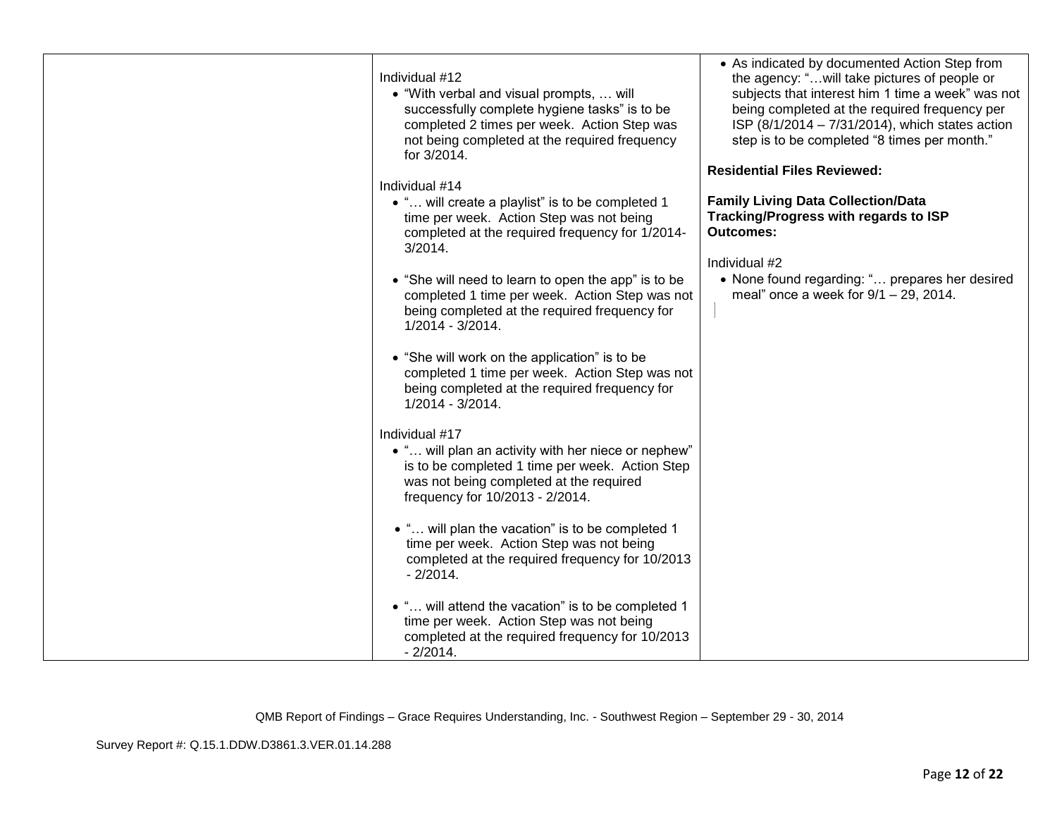| | | |
|---|---|---|
| | Individual #12<br>• "With verbal and visual prompts, … will successfully complete hygiene tasks" is to be completed 2 times per week. Action Step was not being completed at the required frequency for 3/2014.<br><br>Individual #14<br>• "… will create a playlist" is to be completed 1 time per week. Action Step was not being completed at the required frequency for 1/2014-3/2014.<br><br>• "She will need to learn to open the app" is to be completed 1 time per week. Action Step was not being completed at the required frequency for 1/2014 - 3/2014.<br><br>• "She will work on the application" is to be completed 1 time per week. Action Step was not being completed at the required frequency for 1/2014 - 3/2014.<br><br>Individual #17<br>• "… will plan an activity with her niece or nephew" is to be completed 1 time per week. Action Step was not being completed at the required frequency for 10/2013 - 2/2014.<br><br>• "… will plan the vacation" is to be completed 1 time per week. Action Step was not being completed at the required frequency for 10/2013 - 2/2014.<br><br>• "… will attend the vacation" is to be completed 1 time per week. Action Step was not being completed at the required frequency for 10/2013 - 2/2014. | • As indicated by documented Action Step from the agency: "…will take pictures of people or subjects that interest him 1 time a week" was not being completed at the required frequency per ISP (8/1/2014 – 7/31/2014), which states action step is to be completed "8 times per month."<br><br>**Residential Files Reviewed:**<br><br>**Family Living Data Collection/Data Tracking/Progress with regards to ISP Outcomes:**<br><br>Individual #2<br>• None found regarding: "… prepares her desired meal" once a week for 9/1 – 29, 2014. |

QMB Report of Findings – Grace Requires Understanding, Inc. - Southwest Region – September 29 - 30, 2014

Survey Report #: Q.15.1.DDW.D3861.3.VER.01.14.288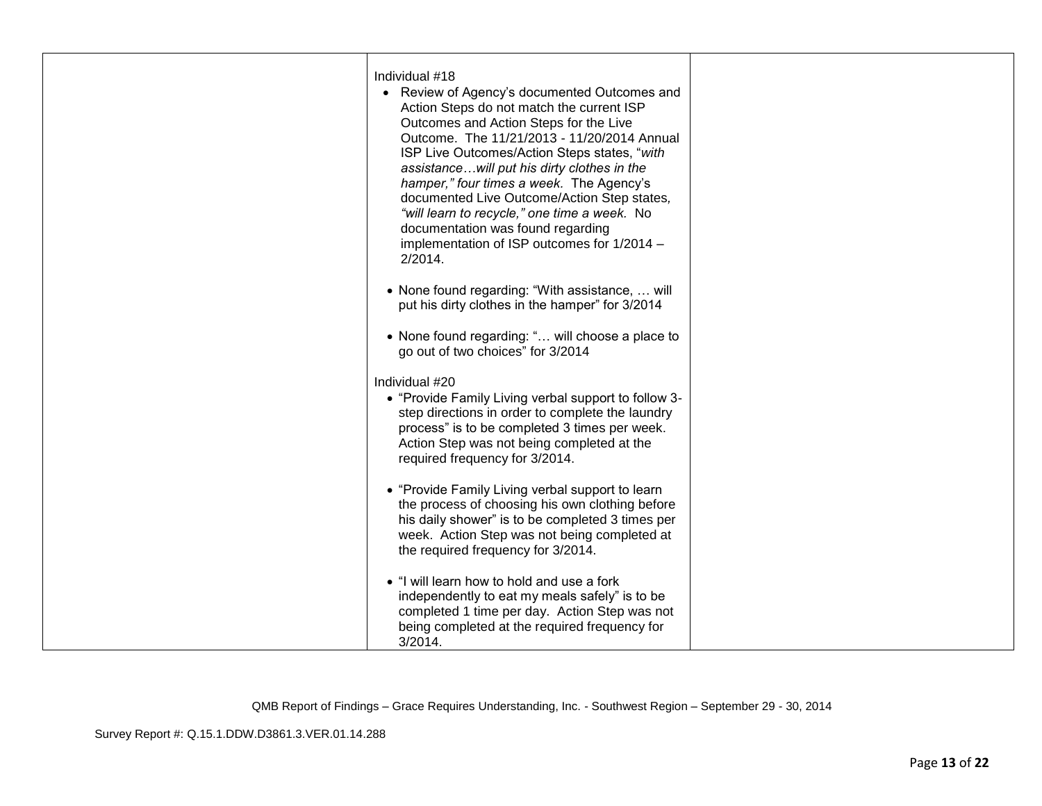| | | |
|---|---|---|
| | Individual #18<br>• Review of Agency's documented Outcomes and Action Steps do not match the current ISP Outcomes and Action Steps for the Live Outcome. The 11/21/2013 - 11/20/2014 Annual ISP Live Outcomes/Action Steps states, "*with assistance…will put his dirty clothes in the hamper," four times a week.* The Agency's documented Live Outcome/Action Step states, *"will learn to recycle," one time a week.* No documentation was found regarding implementation of ISP outcomes for 1/2014 – 2/2014.<br><br>• None found regarding: "With assistance, … will put his dirty clothes in the hamper" for 3/2014<br><br>• None found regarding: "… will choose a place to go out of two choices" for 3/2014<br><br>Individual #20<br>• "Provide Family Living verbal support to follow 3-step directions in order to complete the laundry process" is to be completed 3 times per week. Action Step was not being completed at the required frequency for 3/2014.<br><br>• "Provide Family Living verbal support to learn the process of choosing his own clothing before his daily shower" is to be completed 3 times per week. Action Step was not being completed at the required frequency for 3/2014.<br><br>• "I will learn how to hold and use a fork independently to eat my meals safely" is to be completed 1 time per day. Action Step was not being completed at the required frequency for 3/2014. | |

QMB Report of Findings – Grace Requires Understanding, Inc. - Southwest Region – September 29 - 30, 2014

Survey Report #: Q.15.1.DDW.D3861.3.VER.01.14.288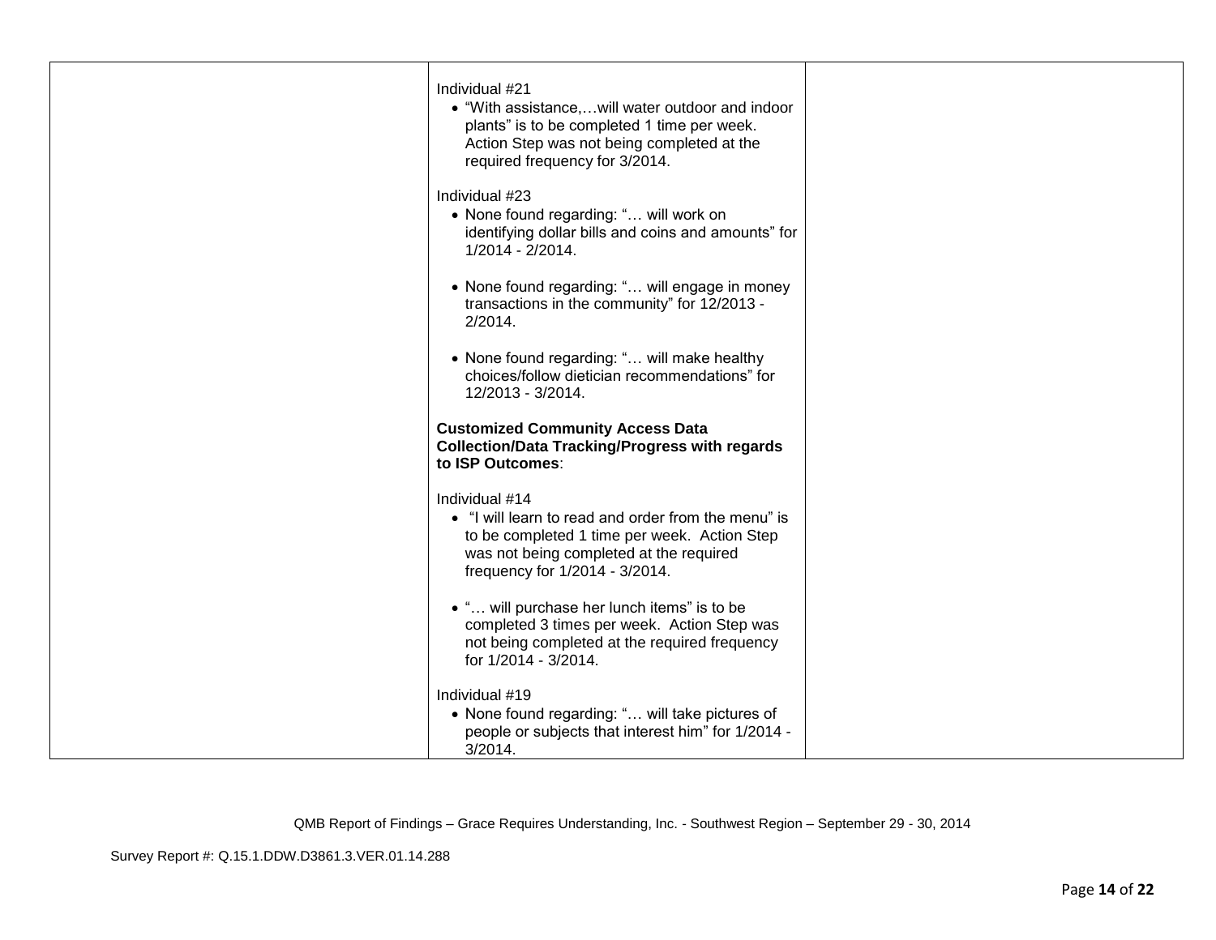| | | |
|---|---|---|
| | Individual #21<br>• "With assistance,…will water outdoor and indoor plants" is to be completed 1 time per week. Action Step was not being completed at the required frequency for 3/2014.<br><br>Individual #23<br>• None found regarding: "… will work on identifying dollar bills and coins and amounts" for 1/2014 - 2/2014.<br><br>• None found regarding: "… will engage in money transactions in the community" for 12/2013 - 2/2014.<br><br>• None found regarding: "… will make healthy choices/follow dietician recommendations" for 12/2013 - 3/2014.<br><br>**Customized Community Access Data Collection/Data Tracking/Progress with regards to ISP Outcomes**:<br><br>Individual #14<br>• "I will learn to read and order from the menu" is to be completed 1 time per week. Action Step was not being completed at the required frequency for 1/2014 - 3/2014.<br><br>• "… will purchase her lunch items" is to be completed 3 times per week. Action Step was not being completed at the required frequency for 1/2014 - 3/2014.<br><br>Individual #19<br>• None found regarding: "… will take pictures of people or subjects that interest him" for 1/2014 - 3/2014. | |

QMB Report of Findings – Grace Requires Understanding, Inc. - Southwest Region – September 29 - 30, 2014

Survey Report #: Q.15.1.DDW.D3861.3.VER.01.14.288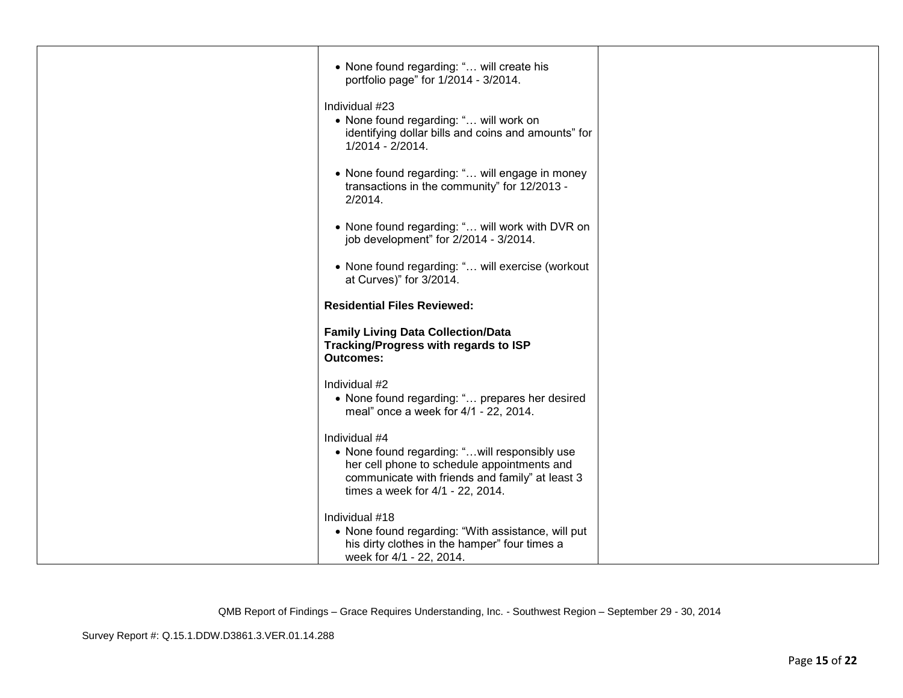| | | |
|---|---|---|
| | • None found regarding: "… will create his portfolio page" for 1/2014 - 3/2014.<br><br>Individual #23<br>• None found regarding: "… will work on identifying dollar bills and coins and amounts" for 1/2014 - 2/2014.<br><br>• None found regarding: "… will engage in money transactions in the community" for 12/2013 - 2/2014.<br><br>• None found regarding: "… will work with DVR on job development" for 2/2014 - 3/2014.<br><br>• None found regarding: "… will exercise (workout at Curves)" for 3/2014.<br><br>**Residential Files Reviewed:**<br><br>**Family Living Data Collection/Data Tracking/Progress with regards to ISP Outcomes:**<br><br>Individual #2<br>• None found regarding: "… prepares her desired meal" once a week for 4/1 - 22, 2014.<br><br>Individual #4<br>• None found regarding: "…will responsibly use her cell phone to schedule appointments and communicate with friends and family" at least 3 times a week for 4/1 - 22, 2014.<br><br>Individual #18<br>• None found regarding: "With assistance, will put his dirty clothes in the hamper" four times a week for 4/1 - 22, 2014. | |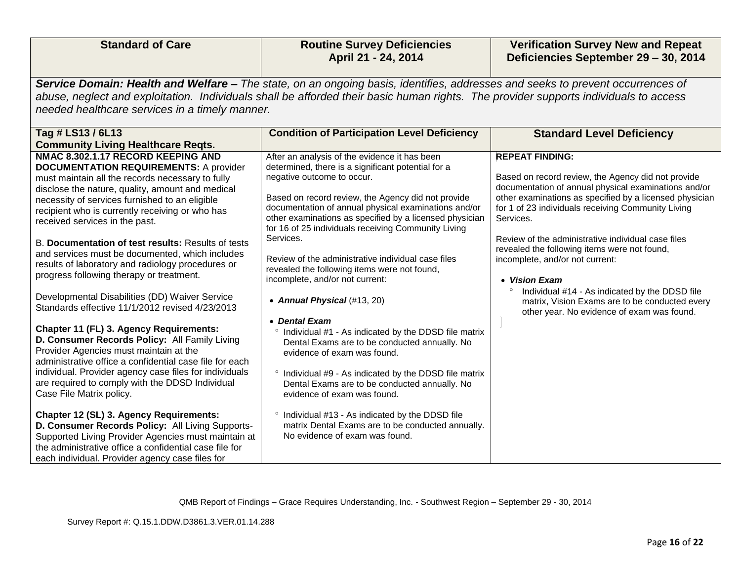| Standard of Care | Routine Survey Deficiencies April 21 - 24, 2014 | Verification Survey New and Repeat Deficiencies September 29 – 30, 2014 |
|---|---|---|
| ***Service Domain: Health and Welfare –*** *The state, on an ongoing basis, identifies, addresses and seeks to prevent occurrences of abuse, neglect and exploitation. Individuals shall be afforded their basic human rights. The provider supports individuals to access needed healthcare services in a timely manner.* | | |
| **Tag # LS13 / 6L13**<br>**Community Living Healthcare Reqts.** | **Condition of Participation Level Deficiency** | **Standard Level Deficiency** |
| **NMAC 8.302.1.17 RECORD KEEPING AND DOCUMENTATION REQUIREMENTS:** A provider must maintain all the records necessary to fully disclose the nature, quality, amount and medical necessity of services furnished to an eligible recipient who is currently receiving or who has received services in the past.<br><br>B. **Documentation of test results:** Results of tests and services must be documented, which includes results of laboratory and radiology procedures or progress following therapy or treatment.<br><br>Developmental Disabilities (DD) Waiver Service Standards effective 11/1/2012 revised 4/23/2013<br><br>**Chapter 11 (FL) 3. Agency Requirements:**<br>**D. Consumer Records Policy:** All Family Living Provider Agencies must maintain at the administrative office a confidential case file for each individual. Provider agency case files for individuals are required to comply with the DDSD Individual Case File Matrix policy.<br><br>**Chapter 12 (SL) 3. Agency Requirements:**<br>**D. Consumer Records Policy:** All Living Supports-Supported Living Provider Agencies must maintain at the administrative office a confidential case file for each individual. Provider agency case files for | After an analysis of the evidence it has been determined, there is a significant potential for a negative outcome to occur.<br><br>Based on record review, the Agency did not provide documentation of annual physical examinations and/or other examinations as specified by a licensed physician for 16 of 25 individuals receiving Community Living Services.<br><br>Review of the administrative individual case files revealed the following items were not found, incomplete, and/or not current:<br><br>• ***Annual Physical*** (#13, 20)<br><br>• ***Dental Exam***<br>° Individual #1 - As indicated by the DDSD file matrix Dental Exams are to be conducted annually. No evidence of exam was found.<br><br>° Individual #9 - As indicated by the DDSD file matrix Dental Exams are to be conducted annually. No evidence of exam was found.<br><br>° Individual #13 - As indicated by the DDSD file matrix Dental Exams are to be conducted annually. No evidence of exam was found. | **REPEAT FINDING:**<br><br>Based on record review, the Agency did not provide documentation of annual physical examinations and/or other examinations as specified by a licensed physician for 1 of 23 individuals receiving Community Living Services.<br><br>Review of the administrative individual case files revealed the following items were not found, incomplete, and/or not current:<br><br>• ***Vision Exam***<br>° Individual #14 - As indicated by the DDSD file matrix, Vision Exams are to be conducted every other year. No evidence of exam was found. |

QMB Report of Findings – Grace Requires Understanding, Inc. - Southwest Region – September 29 - 30, 2014

Survey Report #: Q.15.1.DDW.D3861.3.VER.01.14.288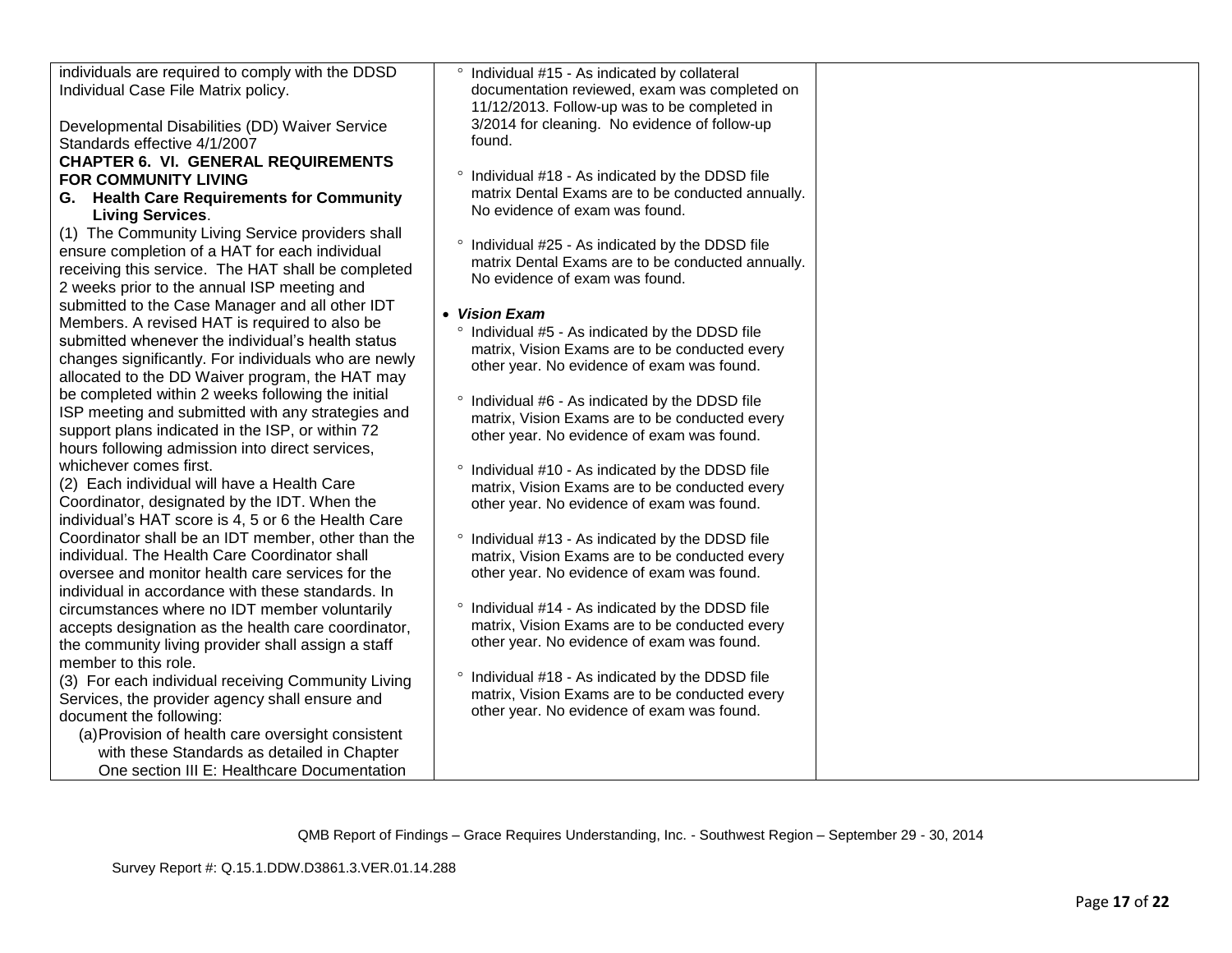| | | |
|---|---|---|
| individuals are required to comply with the DDSD Individual Case File Matrix policy.<br><br>Developmental Disabilities (DD) Waiver Service Standards effective 4/1/2007<br>**CHAPTER 6. VI. GENERAL REQUIREMENTS FOR COMMUNITY LIVING**<br>**G. Health Care Requirements for Community Living Services**.<br>(1) The Community Living Service providers shall ensure completion of a HAT for each individual receiving this service. The HAT shall be completed 2 weeks prior to the annual ISP meeting and submitted to the Case Manager and all other IDT Members. A revised HAT is required to also be submitted whenever the individual's health status changes significantly. For individuals who are newly allocated to the DD Waiver program, the HAT may be completed within 2 weeks following the initial ISP meeting and submitted with any strategies and support plans indicated in the ISP, or within 72 hours following admission into direct services, whichever comes first.<br>(2) Each individual will have a Health Care Coordinator, designated by the IDT. When the individual's HAT score is 4, 5 or 6 the Health Care Coordinator shall be an IDT member, other than the individual. The Health Care Coordinator shall oversee and monitor health care services for the individual in accordance with these standards. In circumstances where no IDT member voluntarily accepts designation as the health care coordinator, the community living provider shall assign a staff member to this role.<br>(3) For each individual receiving Community Living Services, the provider agency shall ensure and document the following:<br>(a) Provision of health care oversight consistent with these Standards as detailed in Chapter One section III E: Healthcare Documentation | ° Individual #15 - As indicated by collateral documentation reviewed, exam was completed on 11/12/2013. Follow-up was to be completed in 3/2014 for cleaning. No evidence of follow-up found.<br><br>° Individual #18 - As indicated by the DDSD file matrix Dental Exams are to be conducted annually. No evidence of exam was found.<br><br>° Individual #25 - As indicated by the DDSD file matrix Dental Exams are to be conducted annually. No evidence of exam was found.<br><br>• ***Vision Exam***<br>° Individual #5 - As indicated by the DDSD file matrix, Vision Exams are to be conducted every other year. No evidence of exam was found.<br><br>° Individual #6 - As indicated by the DDSD file matrix, Vision Exams are to be conducted every other year. No evidence of exam was found.<br><br>° Individual #10 - As indicated by the DDSD file matrix, Vision Exams are to be conducted every other year. No evidence of exam was found.<br><br>° Individual #13 - As indicated by the DDSD file matrix, Vision Exams are to be conducted every other year. No evidence of exam was found.<br><br>° Individual #14 - As indicated by the DDSD file matrix, Vision Exams are to be conducted every other year. No evidence of exam was found.<br><br>° Individual #18 - As indicated by the DDSD file matrix, Vision Exams are to be conducted every other year. No evidence of exam was found. | |

QMB Report of Findings – Grace Requires Understanding, Inc. - Southwest Region – September 29 - 30, 2014

Survey Report #: Q.15.1.DDW.D3861.3.VER.01.14.288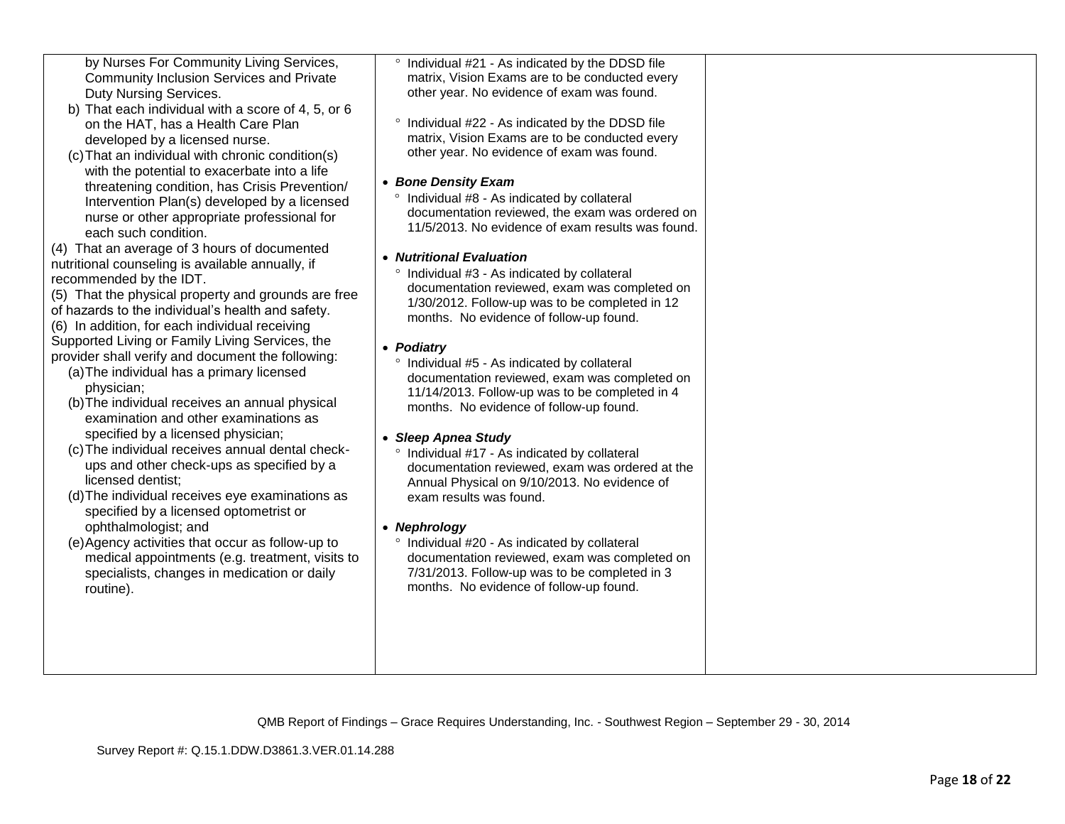| | | |
|---|---|---|
| by Nurses For Community Living Services, Community Inclusion Services and Private Duty Nursing Services.<br>b) That each individual with a score of 4, 5, or 6 on the HAT, has a Health Care Plan developed by a licensed nurse.<br>(c) That an individual with chronic condition(s) with the potential to exacerbate into a life threatening condition, has Crisis Prevention/ Intervention Plan(s) developed by a licensed nurse or other appropriate professional for each such condition.<br>(4) That an average of 3 hours of documented nutritional counseling is available annually, if recommended by the IDT.<br>(5) That the physical property and grounds are free of hazards to the individual's health and safety.<br>(6) In addition, for each individual receiving Supported Living or Family Living Services, the provider shall verify and document the following:<br>(a) The individual has a primary licensed physician;<br>(b) The individual receives an annual physical examination and other examinations as specified by a licensed physician;<br>(c) The individual receives annual dental check-ups and other check-ups as specified by a licensed dentist;<br>(d) The individual receives eye examinations as specified by a licensed optometrist or ophthalmologist; and<br>(e) Agency activities that occur as follow-up to medical appointments (e.g. treatment, visits to specialists, changes in medication or daily routine). | ° Individual #21 - As indicated by the DDSD file matrix, Vision Exams are to be conducted every other year. No evidence of exam was found.<br><br>° Individual #22 - As indicated by the DDSD file matrix, Vision Exams are to be conducted every other year. No evidence of exam was found.<br><br>• ***Bone Density Exam***<br>° Individual #8 - As indicated by collateral documentation reviewed, the exam was ordered on 11/5/2013. No evidence of exam results was found.<br><br>• ***Nutritional Evaluation***<br>° Individual #3 - As indicated by collateral documentation reviewed, exam was completed on 1/30/2012. Follow-up was to be completed in 12 months. No evidence of follow-up found.<br><br>• ***Podiatry***<br>° Individual #5 - As indicated by collateral documentation reviewed, exam was completed on 11/14/2013. Follow-up was to be completed in 4 months. No evidence of follow-up found.<br><br>• ***Sleep Apnea Study***<br>° Individual #17 - As indicated by collateral documentation reviewed, exam was ordered at the Annual Physical on 9/10/2013. No evidence of exam results was found.<br><br>• ***Nephrology***<br>° Individual #20 - As indicated by collateral documentation reviewed, exam was completed on 7/31/2013. Follow-up was to be completed in 3 months. No evidence of follow-up found. | |

QMB Report of Findings – Grace Requires Understanding, Inc. - Southwest Region – September 29 - 30, 2014

Survey Report #: Q.15.1.DDW.D3861.3.VER.01.14.288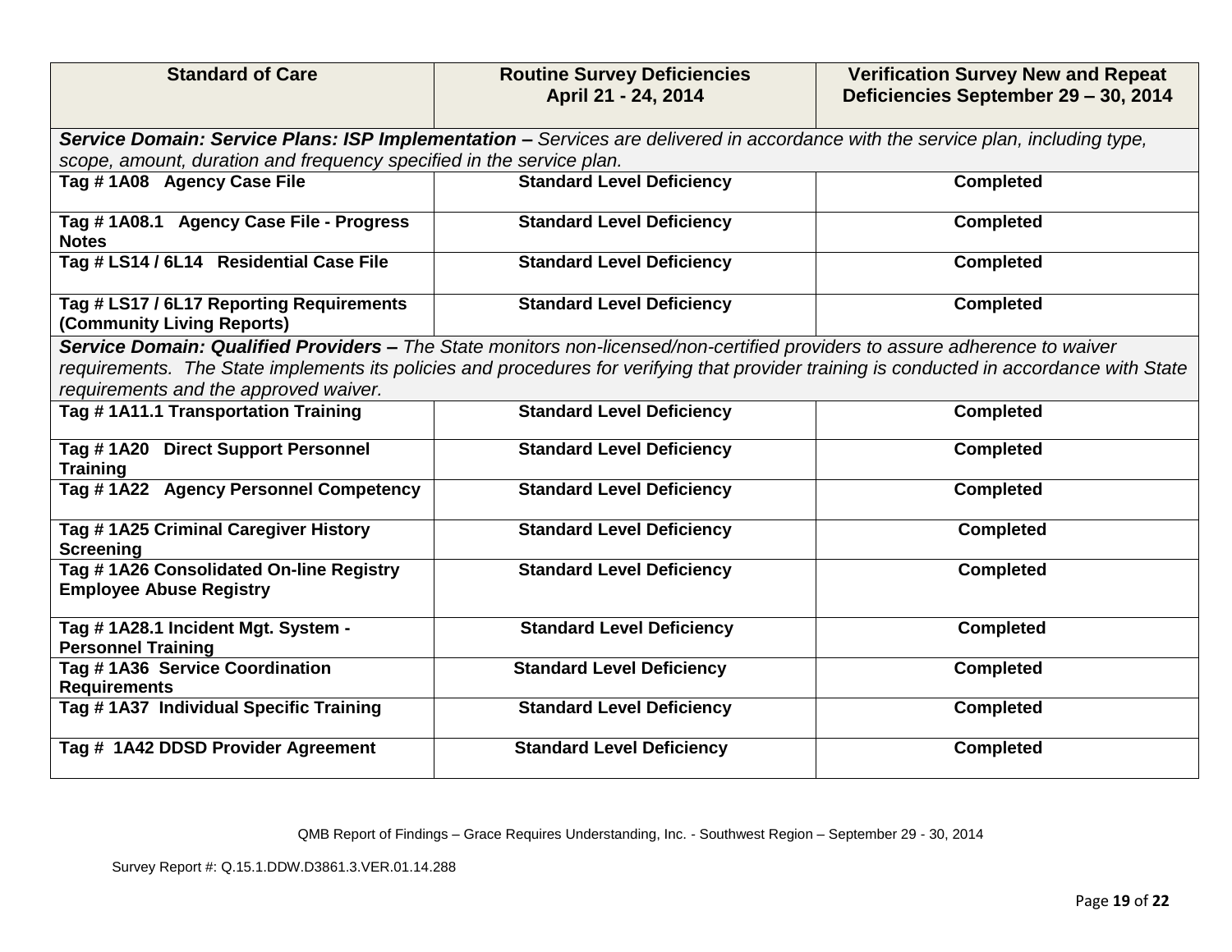| Standard of Care | Routine Survey Deficiencies April 21 - 24, 2014 | Verification Survey New and Repeat Deficiencies September 29 – 30, 2014 |
|---|---|---|
| ***Service Domain: Service Plans: ISP Implementation –*** *Services are delivered in accordance with the service plan, including type, scope, amount, duration and frequency specified in the service plan.* | | |
| **Tag # 1A08 Agency Case File** | **Standard Level Deficiency** | **Completed** |
| **Tag # 1A08.1 Agency Case File - Progress Notes** | **Standard Level Deficiency** | **Completed** |
| **Tag # LS14 / 6L14 Residential Case File** | **Standard Level Deficiency** | **Completed** |
| **Tag # LS17 / 6L17 Reporting Requirements (Community Living Reports)** | **Standard Level Deficiency** | **Completed** |
| ***Service Domain: Qualified Providers –*** *The State monitors non-licensed/non-certified providers to assure adherence to waiver requirements. The State implements its policies and procedures for verifying that provider training is conducted in accordance with State requirements and the approved waiver.* | | |
| **Tag # 1A11.1 Transportation Training** | **Standard Level Deficiency** | **Completed** |
| **Tag # 1A20 Direct Support Personnel Training** | **Standard Level Deficiency** | **Completed** |
| **Tag # 1A22 Agency Personnel Competency** | **Standard Level Deficiency** | **Completed** |
| **Tag # 1A25 Criminal Caregiver History Screening** | **Standard Level Deficiency** | **Completed** |
| **Tag # 1A26 Consolidated On-line Registry Employee Abuse Registry** | **Standard Level Deficiency** | **Completed** |
| **Tag # 1A28.1 Incident Mgt. System - Personnel Training** | **Standard Level Deficiency** | **Completed** |
| **Tag # 1A36 Service Coordination Requirements** | **Standard Level Deficiency** | **Completed** |
| **Tag # 1A37 Individual Specific Training** | **Standard Level Deficiency** | **Completed** |
| **Tag # 1A42 DDSD Provider Agreement** | **Standard Level Deficiency** | **Completed** |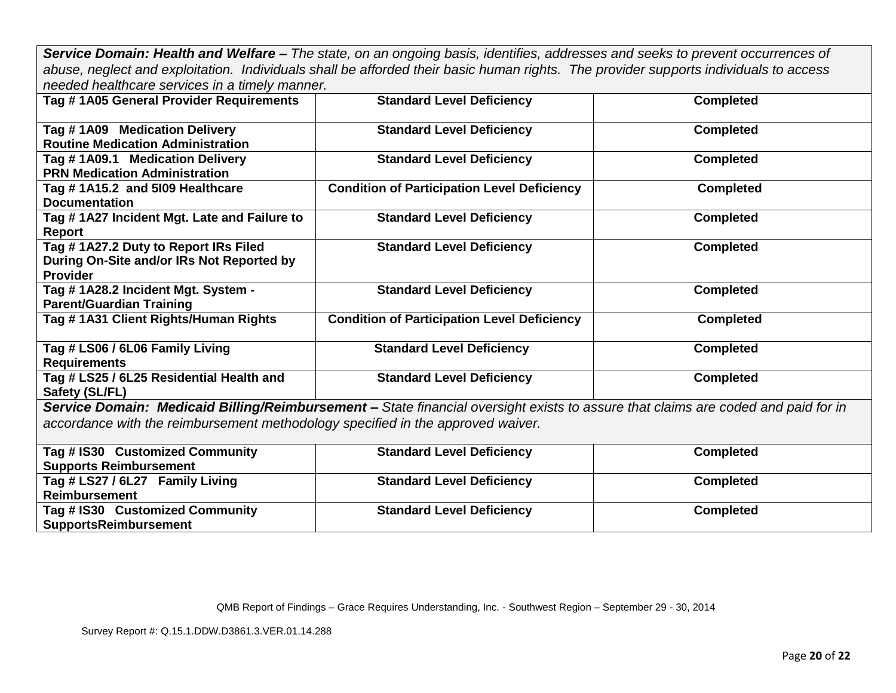| ***Service Domain: Health and Welfare –*** *The state, on an ongoing basis, identifies, addresses and seeks to prevent occurrences of abuse, neglect and exploitation. Individuals shall be afforded their basic human rights. The provider supports individuals to access needed healthcare services in a timely manner.* | | |
|---|---|---|
| **Tag # 1A05 General Provider Requirements** | **Standard Level Deficiency** | **Completed** |
| **Tag # 1A09 Medication Delivery Routine Medication Administration** | **Standard Level Deficiency** | **Completed** |
| **Tag # 1A09.1 Medication Delivery PRN Medication Administration** | **Standard Level Deficiency** | **Completed** |
| **Tag # 1A15.2 and 5I09 Healthcare Documentation** | **Condition of Participation Level Deficiency** | **Completed** |
| **Tag # 1A27 Incident Mgt. Late and Failure to Report** | **Standard Level Deficiency** | **Completed** |
| **Tag # 1A27.2 Duty to Report IRs Filed During On-Site and/or IRs Not Reported by Provider** | **Standard Level Deficiency** | **Completed** |
| **Tag # 1A28.2 Incident Mgt. System - Parent/Guardian Training** | **Standard Level Deficiency** | **Completed** |
| **Tag # 1A31 Client Rights/Human Rights** | **Condition of Participation Level Deficiency** | **Completed** |
| **Tag # LS06 / 6L06 Family Living Requirements** | **Standard Level Deficiency** | **Completed** |
| **Tag # LS25 / 6L25 Residential Health and Safety (SL/FL)** | **Standard Level Deficiency** | **Completed** |
| ***Service Domain: Medicaid Billing/Reimbursement –*** *State financial oversight exists to assure that claims are coded and paid for in accordance with the reimbursement methodology specified in the approved waiver.* | | |
| **Tag # IS30 Customized Community Supports Reimbursement** | **Standard Level Deficiency** | **Completed** |
| **Tag # LS27 / 6L27 Family Living Reimbursement** | **Standard Level Deficiency** | **Completed** |
| **Tag # IS30 Customized Community SupportsReimbursement** | **Standard Level Deficiency** | **Completed** |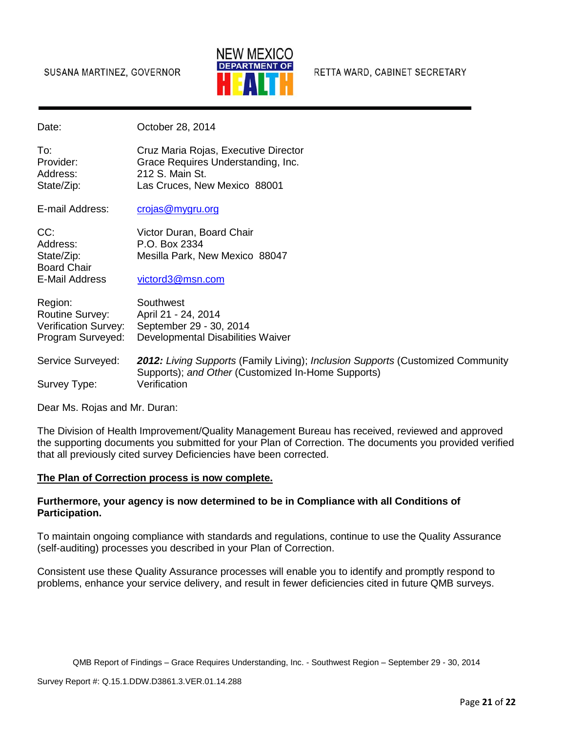SUSANA MARTINEZ, GOVERNOR

NEW MEXICO DEPARTMENT OF HEALTH

RETTA WARD, CABINET SECRETARY

| | |
|---|---|
| Date: | October 28, 2014 |
| To: | Cruz Maria Rojas, Executive Director |
| Provider: | Grace Requires Understanding, Inc. |
| Address: | 212 S. Main St. |
| State/Zip: | Las Cruces, New Mexico 88001 |
| E-mail Address: | crojas@mygru.org |
| CC: | Victor Duran, Board Chair |
| Address: | P.O. Box 2334 |
| State/Zip: | Mesilla Park, New Mexico 88047 |
| Board Chair E-Mail Address | victord3@msn.com |
| Region: | Southwest |
| Routine Survey: | April 21 - 24, 2014 |
| Verification Survey: | September 29 - 30, 2014 |
| Program Surveyed: | Developmental Disabilities Waiver |
| Service Surveyed: | ***2012:*** *Living Supports* (Family Living); *Inclusion Supports* (Customized Community Supports); *and Other* (Customized In-Home Supports) |
| Survey Type: | Verification |

Dear Ms. Rojas and Mr. Duran:

The Division of Health Improvement/Quality Management Bureau has received, reviewed and approved the supporting documents you submitted for your Plan of Correction. The documents you provided verified that all previously cited survey Deficiencies have been corrected.

**The Plan of Correction process is now complete.**

**Furthermore, your agency is now determined to be in Compliance with all Conditions of Participation.**

To maintain ongoing compliance with standards and regulations, continue to use the Quality Assurance (self-auditing) processes you described in your Plan of Correction.

Consistent use these Quality Assurance processes will enable you to identify and promptly respond to problems, enhance your service delivery, and result in fewer deficiencies cited in future QMB surveys.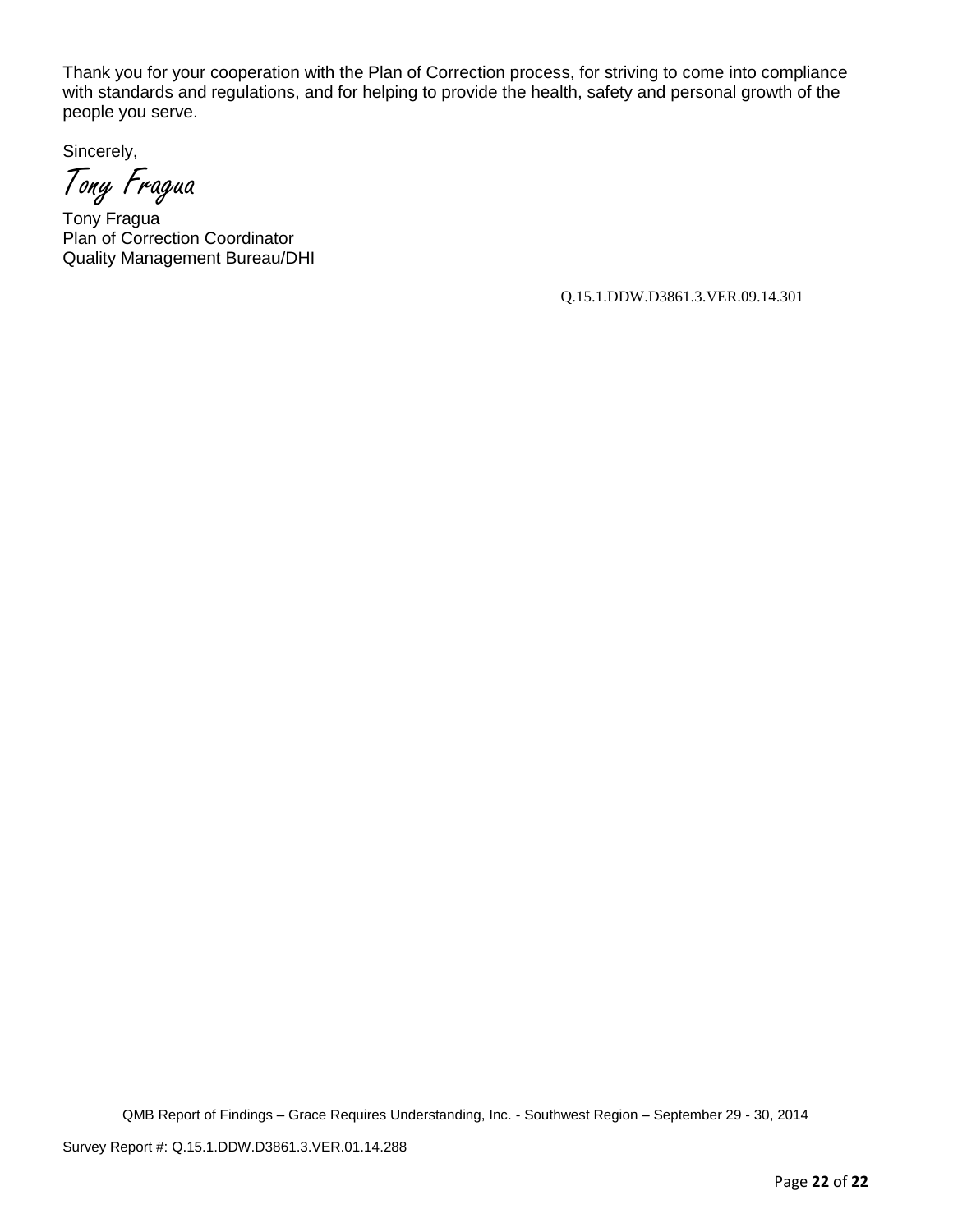Thank you for your cooperation with the Plan of Correction process, for striving to come into compliance with standards and regulations, and for helping to provide the health, safety and personal growth of the people you serve.

Sincerely,

*Tony Fragua*

Tony Fragua
Plan of Correction Coordinator
Quality Management Bureau/DHI

Q.15.1.DDW.D3861.3.VER.09.14.301